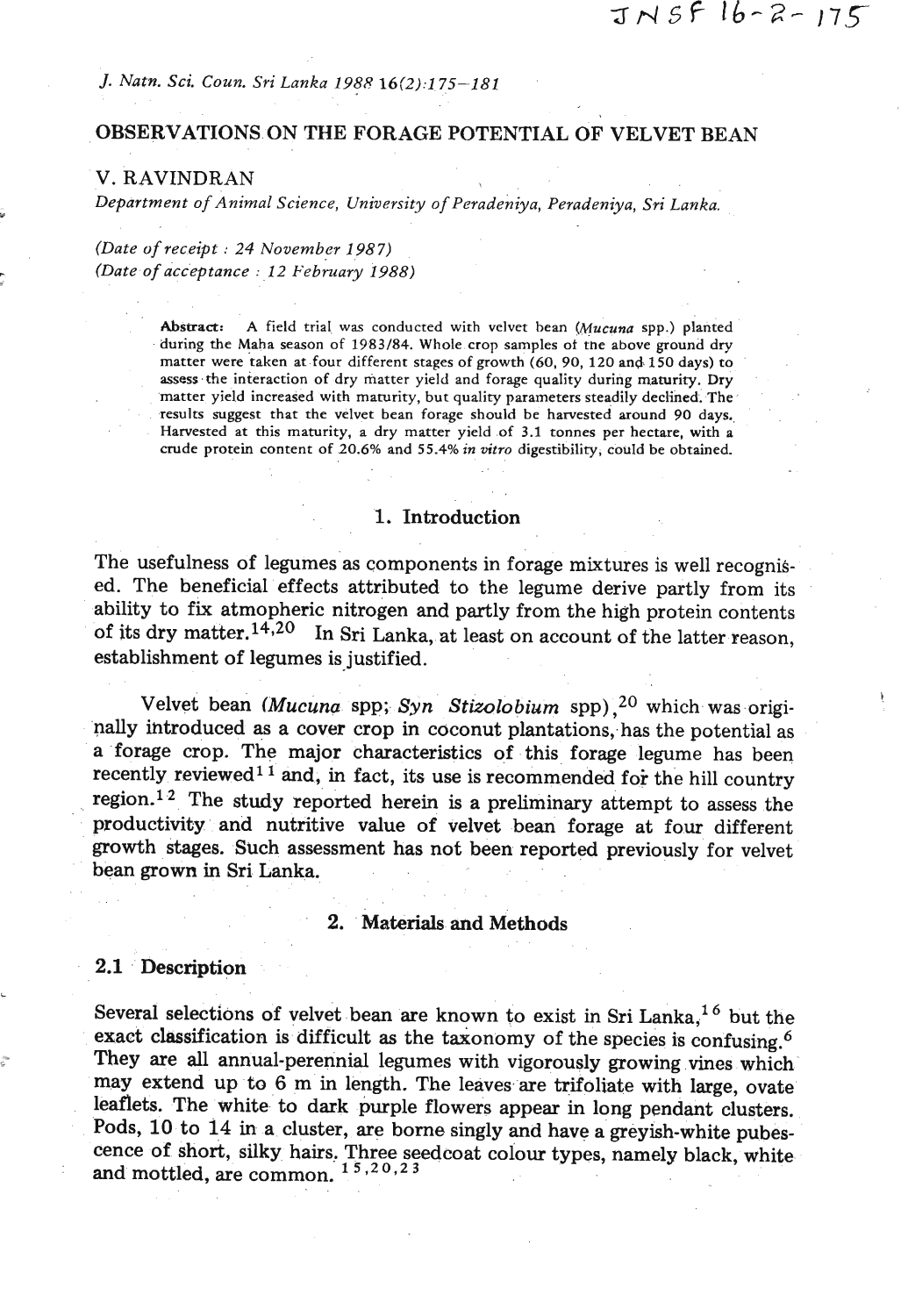# OBSERVATIONS ON THE FORAGE POTENTIAL OF VELVET BEAN

**V. RAVINDRAN**

*Department of Animal Science, University of Peradeniya, Peradeniya, Sri Lanka.*

*(Date of receipt : 24 November 1987)*
*(Date of acceptance : 12 February 1988)*

**Abstract:** A field trial was conducted with velvet bean (*Mucuna* spp.) planted during the Maha season of 1983/84. Whole crop samples of the above ground dry matter were taken at four different stages of growth (60, 90, 120 and 150 days) to assess the interaction of dry matter yield and forage quality during maturity. Dry matter yield increased with maturity, but quality parameters steadily declined. The results suggest that the velvet bean forage should be harvested around 90 days. Harvested at this maturity, a dry matter yield of 3.1 tonnes per hectare, with a crude protein content of 20.6% and 55.4% *in vitro* digestibility, could be obtained.

## 1. Introduction

The usefulness of legumes as components in forage mixtures is well recognised. The beneficial effects attributed to the legume derive partly from its ability to fix atmopheric nitrogen and partly from the high protein contents of its dry matter.[14,20] In Sri Lanka, at least on account of the latter reason, establishment of legumes is justified.

Velvet bean (*Mucuna* spp; *Syn Stizolobium* spp),[20] which was originally introduced as a cover crop in coconut plantations, has the potential as a forage crop. The major characteristics of this forage legume has been recently reviewed[11] and, in fact, its use is recommended for the hill country region.[12] The study reported herein is a preliminary attempt to assess the productivity and nutritive value of velvet bean forage at four different growth stages. Such assessment has not been reported previously for velvet bean grown in Sri Lanka.

## 2. Materials and Methods

### 2.1 Description

Several selections of velvet bean are known to exist in Sri Lanka,[16] but the exact classification is difficult as the taxonomy of the species is confusing.[6] They are all annual-perennial legumes with vigorously growing vines which may extend up to 6 m in length. The leaves are trifoliate with large, ovate leaflets. The white to dark purple flowers appear in long pendant clusters. Pods, 10 to 14 in a cluster, are borne singly and have a greyish-white pubescence of short, silky hairs. Three seedcoat colour types, namely black, white and mottled, are common.[15,20,23]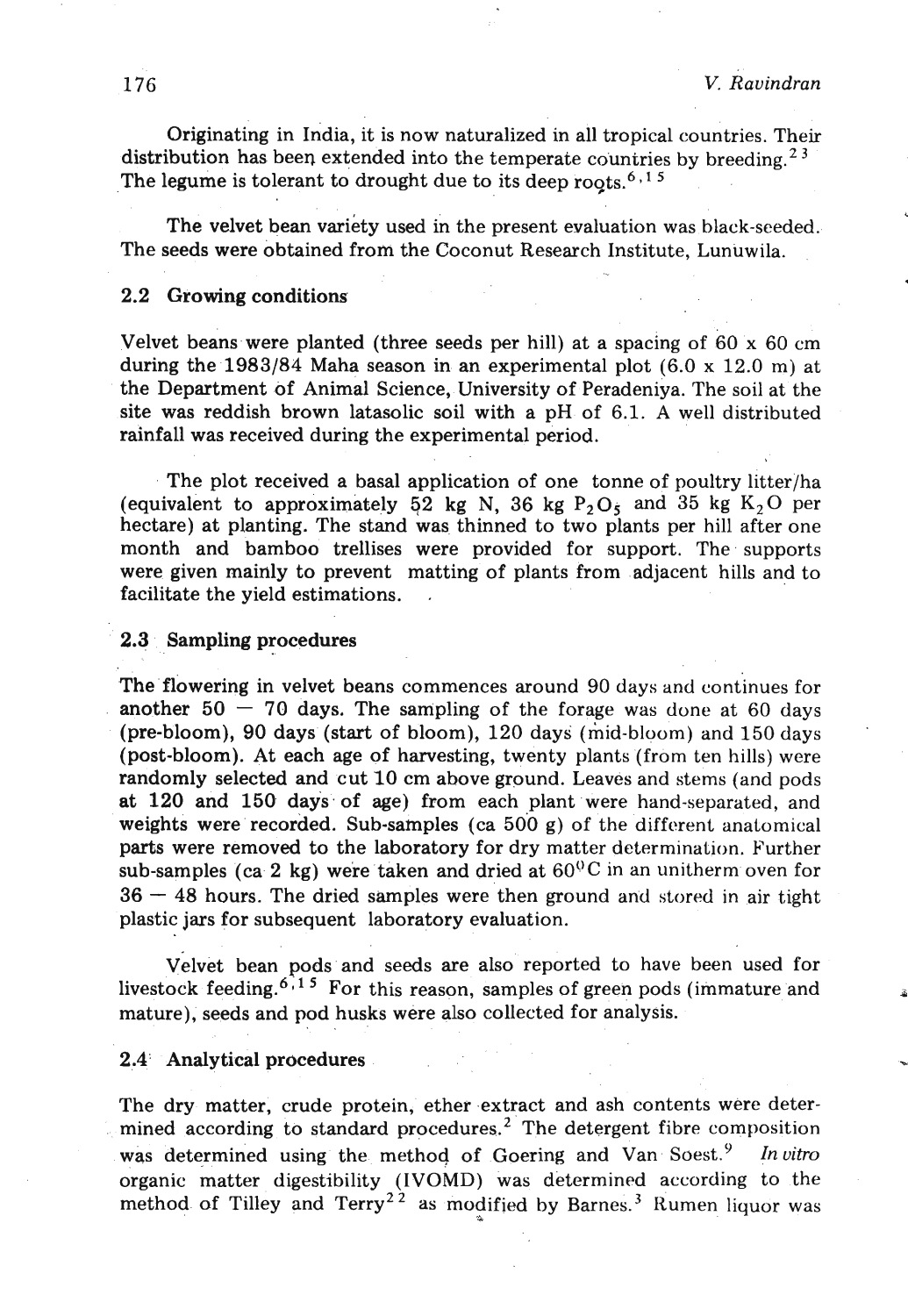Originating in India, it is now naturalized in all tropical countries. Their distribution has been extended into the temperate countries by breeding.[23] The legume is tolerant to drought due to its deep roots.[6,15]

The velvet bean variety used in the present evaluation was black-seeded. The seeds were obtained from the Coconut Research Institute, Lunuwila.

## 2.2 Growing conditions

Velvet beans were planted (three seeds per hill) at a spacing of 60 x 60 cm during the 1983/84 Maha season in an experimental plot (6.0 x 12.0 m) at the Department of Animal Science, University of Peradeniya. The soil at the site was reddish brown latasolic soil with a pH of 6.1. A well distributed rainfall was received during the experimental period.

The plot received a basal application of one tonne of poultry litter/ha (equivalent to approximately 52 kg N, 36 kg $P_2O_5$ and 35 kg $K_2O$ per hectare) at planting. The stand was thinned to two plants per hill after one month and bamboo trellises were provided for support. The supports were given mainly to prevent matting of plants from adjacent hills and to facilitate the yield estimations.

## 2.3 Sampling procedures

The flowering in velvet beans commences around 90 days and continues for another 50 – 70 days. The sampling of the forage was done at 60 days (pre-bloom), 90 days (start of bloom), 120 days (mid-bloom) and 150 days (post-bloom). At each age of harvesting, twenty plants (from ten hills) were randomly selected and cut 10 cm above ground. Leaves and stems (and pods at 120 and 150 days of age) from each plant were hand-separated, and weights were recorded. Sub-samples (ca 500 g) of the different anatomical parts were removed to the laboratory for dry matter determination. Further sub-samples (ca 2 kg) were taken and dried at 60°C in an unitherm oven for 36 – 48 hours. The dried samples were then ground and stored in air tight plastic jars for subsequent laboratory evaluation.

Velvet bean pods and seeds are also reported to have been used for livestock feeding.[6,15] For this reason, samples of green pods (immature and mature), seeds and pod husks were also collected for analysis.

## 2.4 Analytical procedures

The dry matter, crude protein, ether extract and ash contents were determined according to standard procedures.[2] The detergent fibre composition was determined using the method of Goering and Van Soest.[9] *In vitro* organic matter digestibility (IVOMD) was determined according to the method of Tilley and Terry[22] as modified by Barnes.[3] Rumen liquor was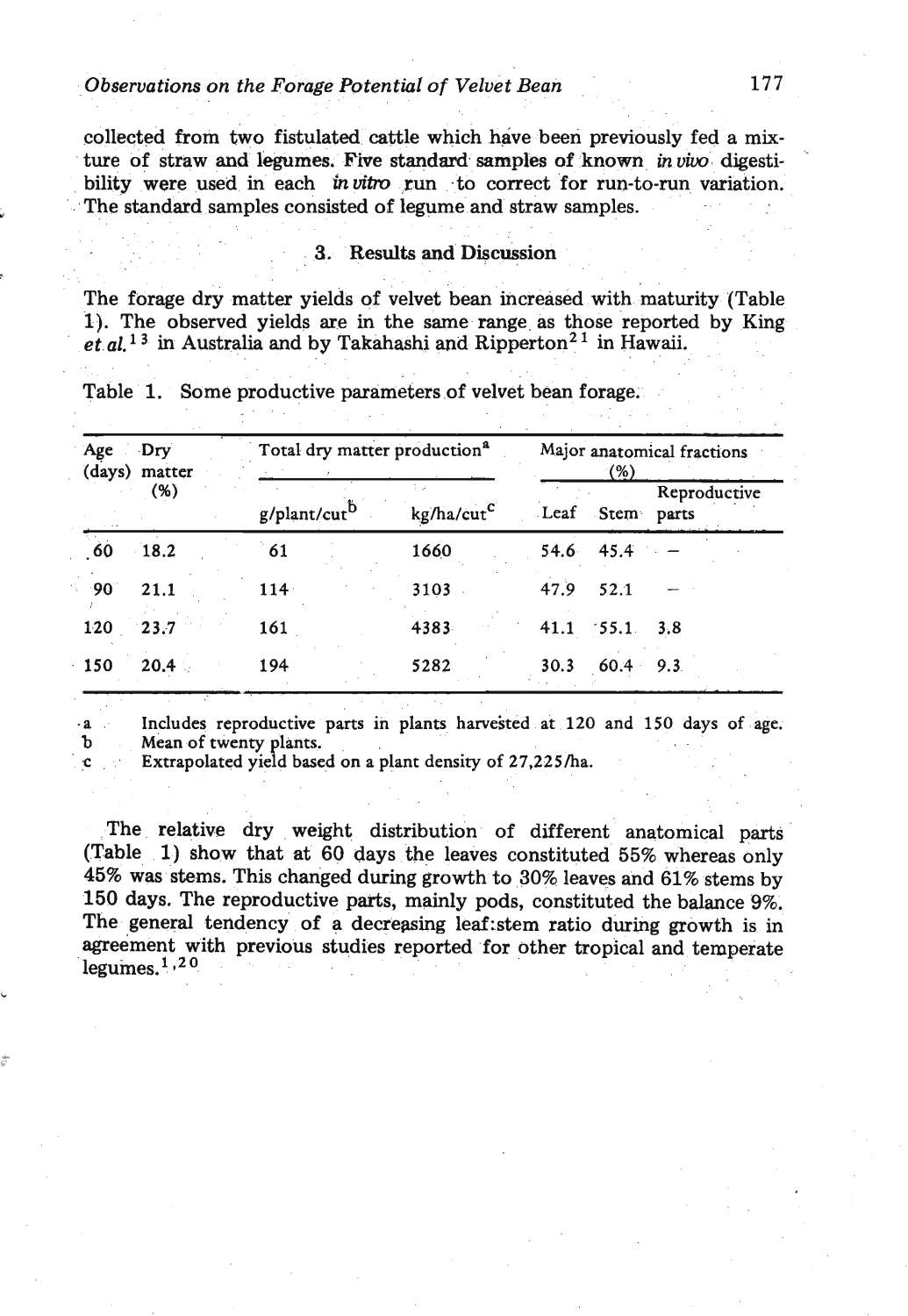collected from two fistulated cattle which have been previously fed a mixture of straw and legumes. Five standard samples of known *in vivo* digestibility were used in each *in vitro* run to correct for run-to-run variation. The standard samples consisted of legume and straw samples.

## 3. Results and Discussion

The forage dry matter yields of velvet bean increased with maturity (Table 1). The observed yields are in the same range as those reported by King *et al.*[13] in Australia and by Takahashi and Ripperton[21] in Hawaii.

Table 1. Some productive parameters of velvet bean forage.

| Age (days) | Dry matter (%) | Total dry matter production[a] | | Major anatomical fractions (%) | | |
|---|---|---|---|---|---|---|
| | | g/plant/cut[b] | kg/ha/cut[c] | Leaf | Stem | Reproductive parts |
| 60 | 18.2 | 61 | 1660 | 54.6 | 45.4 | – |
| 90 | 21.1 | 114 | 3103 | 47.9 | 52.1 | – |
| 120 | 23.7 | 161 | 4383 | 41.1 | 55.1 | 3.8 |
| 150 | 20.4 | 194 | 5282 | 30.3 | 60.4 | 9.3 |

a Includes reproductive parts in plants harvested at 120 and 150 days of age.
b Mean of twenty plants.
c Extrapolated yield based on a plant density of 27,225/ha.

The relative dry weight distribution of different anatomical parts (Table 1) show that at 60 days the leaves constituted 55% whereas only 45% was stems. This changed during growth to 30% leaves and 61% stems by 150 days. The reproductive parts, mainly pods, constituted the balance 9%. The general tendency of a decreasing leaf:stem ratio during growth is in agreement with previous studies reported for other tropical and temperate legumes.[1,20]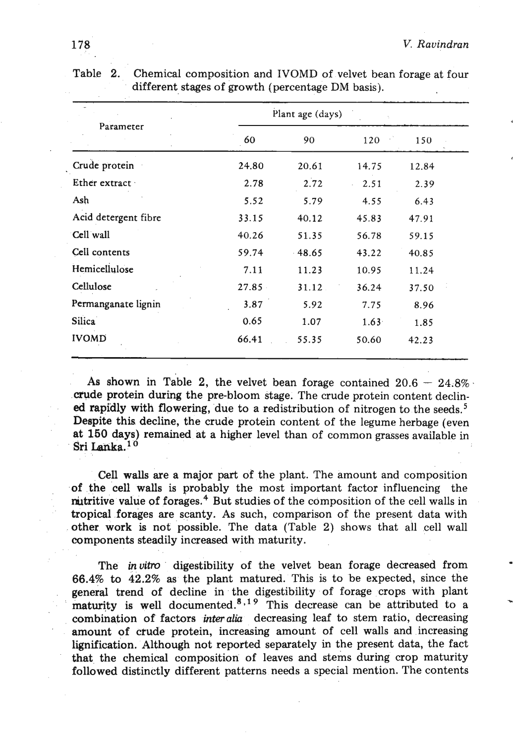Table 2. Chemical composition and IVOMD of velvet bean forage at four different stages of growth (percentage DM basis).

| Parameter | Plant age (days) | | | |
|---|---|---|---|---|
| | 60 | 90 | 120 | 150 |
| Crude protein | 24.80 | 20.61 | 14.75 | 12.84 |
| Ether extract | 2.78 | 2.72 | 2.51 | 2.39 |
| Ash | 5.52 | 5.79 | 4.55 | 6.43 |
| Acid detergent fibre | 33.15 | 40.12 | 45.83 | 47.91 |
| Cell wall | 40.26 | 51.35 | 56.78 | 59.15 |
| Cell contents | 59.74 | 48.65 | 43.22 | 40.85 |
| Hemicellulose | 7.11 | 11.23 | 10.95 | 11.24 |
| Cellulose | 27.85 | 31.12 | 36.24 | 37.50 |
| Permanganate lignin | 3.87 | 5.92 | 7.75 | 8.96 |
| Silica | 0.65 | 1.07 | 1.63 | 1.85 |
| IVOMD | 66.41 | 55.35 | 50.60 | 42.23 |

As shown in Table 2, the velvet bean forage contained 20.6 – 24.8% crude protein during the pre-bloom stage. The crude protein content declined rapidly with flowering, due to a redistribution of nitrogen to the seeds.[5] Despite this decline, the crude protein content of the legume herbage (even at 150 days) remained at a higher level than of common grasses available in Sri Lanka.[10]

Cell walls are a major part of the plant. The amount and composition of the cell walls is probably the most important factor influencing the nutritive value of forages.[4] But studies of the composition of the cell walls in tropical forages are scanty. As such, comparison of the present data with other work is not possible. The data (Table 2) shows that all cell wall components steadily increased with maturity.

The *in vitro* digestibility of the velvet bean forage decreased from 66.4% to 42.2% as the plant matured. This is to be expected, since the general trend of decline in the digestibility of forage crops with plant maturity is well documented.[8,19] This decrease can be attributed to a combination of factors *inter alia* decreasing leaf to stem ratio, decreasing amount of crude protein, increasing amount of cell walls and increasing lignification. Although not reported separately in the present data, the fact that the chemical composition of leaves and stems during crop maturity followed distinctly different patterns needs a special mention. The contents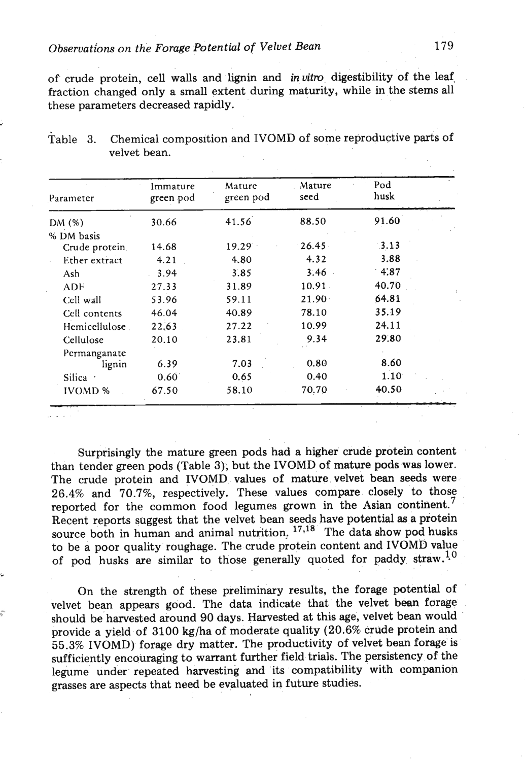of crude protein, cell walls and lignin and *in vitro* digestibility of the leaf fraction changed only a small extent during maturity, while in the stems all these parameters decreased rapidly.

Table 3. Chemical composition and IVOMD of some reproductive parts of velvet bean.

| Parameter | Immature green pod | Mature green pod | Mature seed | Pod husk |
|---|---|---|---|---|
| DM (%) | 30.66 | 41.56 | 88.50 | 91.60 |
| % DM basis | | | | |
| Crude protein | 14.68 | 19.29 | 26.45 | 3.13 |
| Ether extract | 4.21 | 4.80 | 4.32 | 3.88 |
| Ash | 3.94 | 3.85 | 3.46 | 4.87 |
| ADF | 27.33 | 31.89 | 10.91 | 40.70 |
| Cell wall | 53.96 | 59.11 | 21.90 | 64.81 |
| Cell contents | 46.04 | 40.89 | 78.10 | 35.19 |
| Hemicellulose | 22.63 | 27.22 | 10.99 | 24.11 |
| Cellulose | 20.10 | 23.81 | 9.34 | 29.80 |
| Permanganate lignin | 6.39 | 7.03 | 0.80 | 8.60 |
| Silica | 0.60 | 0.65 | 0.40 | 1.10 |
| IVOMD % | 67.50 | 58.10 | 70.70 | 40.50 |

Surprisingly the mature green pods had a higher crude protein content than tender green pods (Table 3), but the IVOMD of mature pods was lower. The crude protein and IVOMD values of mature velvet bean seeds were 26.4% and 70.7%, respectively. These values compare closely to those reported for the common food legumes grown in the Asian continent.[7] Recent reports suggest that the velvet bean seeds have potential as a protein source both in human and animal nutrition.[17,18] The data show pod husks to be a poor quality roughage. The crude protein content and IVOMD value of pod husks are similar to those generally quoted for paddy straw.[10]

On the strength of these preliminary results, the forage potential of velvet bean appears good. The data indicate that the velvet bean forage should be harvested around 90 days. Harvested at this age, velvet bean would provide a yield of 3100 kg/ha of moderate quality (20.6% crude protein and 55.3% IVOMD) forage dry matter. The productivity of velvet bean forage is sufficiently encouraging to warrant further field trials. The persistency of the legume under repeated harvesting and its compatibility with companion grasses are aspects that need be evaluated in future studies.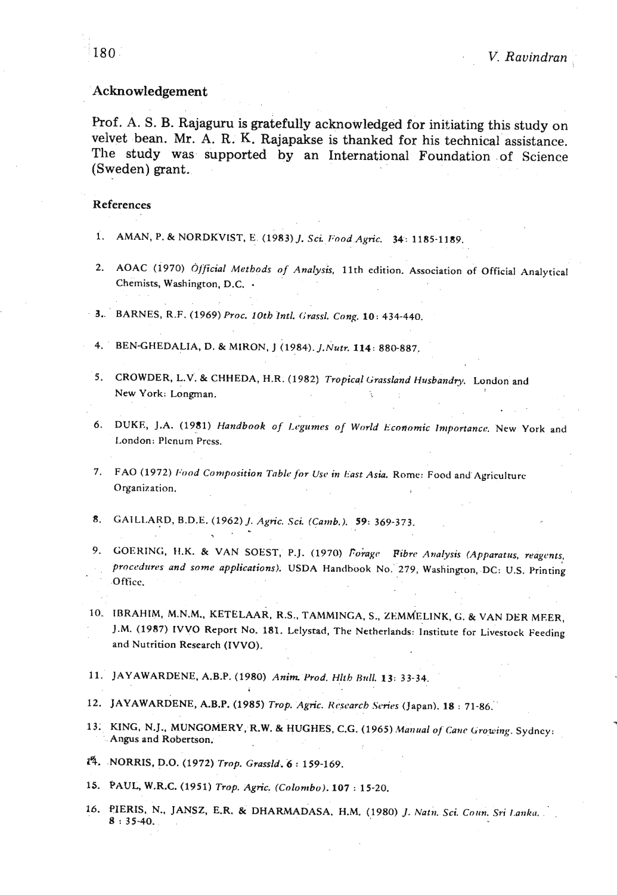## Acknowledgement

Prof. A. S. B. Rajaguru is gratefully acknowledged for initiating this study on velvet bean. Mr. A. R. K. Rajapakse is thanked for his technical assistance. The study was supported by an International Foundation of Science (Sweden) grant.

### References

1. AMAN, P. & NORDKVIST, E. (1983) *J. Sci. Food Agric.* **34**: 1185-1189.
2. AOAC (1970) *Official Methods of Analysis,* 11th edition. Association of Official Analytical Chemists, Washington, D.C.
3. BARNES, R.F. (1969) *Proc. 10th Intl. Grassl. Cong.* **10**: 434-440.
4. BEN-GHEDALIA, D. & MIRON, J (1984). *J.Nutr.* **114**: 880-887.
5. CROWDER, L.V. & CHHEDA, H.R. (1982) *Tropical Grassland Husbandry.* London and New York: Longman.
6. DUKE, J.A. (1981) *Handbook of Legumes of World Economic Importance.* New York and London: Plenum Press.
7. FAO (1972) *Food Composition Table for Use in East Asia.* Rome: Food and Agriculture Organization.
8. GAILLARD, B.D.E. (1962) *J. Agric. Sci. (Camb.).* **59**: 369-373.
9. GOERING, H.K. & VAN SOEST, P.J. (1970) *Forage Fibre Analysis (Apparatus, reagents, procedures and some applications).* USDA Handbook No. 279, Washington, DC: U.S. Printing Office.
10. IBRAHIM, M.N.M., KETELAAR, R.S., TAMMINGA, S., ZEMMELINK, G. & VAN DER MEER, J.M. (1987) IVVO Report No. 181. Lelystad, The Netherlands: Institute for Livestock Feeding and Nutrition Research (IVVO).
11. JAYAWARDENE, A.B.P. (1980) *Anim. Prod. Hlth Bull.* **13**: 33-34.
12. JAYAWARDENE, A.B.P. (1985) *Trop. Agric. Research Series* (Japan). **18** : 71-86.
13. KING, N.J., MUNGOMERY, R.W. & HUGHES, C.G. (1965) *Manual of Cane Growing.* Sydney: Angus and Robertson.
14. NORRIS, D.O. (1972) *Trop. Grassld.* **6** : 159-169.
15. PAUL, W.R.C. (1951) *Trop. Agric. (Colombo).* **107** : 15-20.
16. PIERIS, N., JANSZ, E.R. & DHARMADASA, H.M. (1980) *J. Natn. Sci. Coun. Sri Lanka.* **8** : 35-40.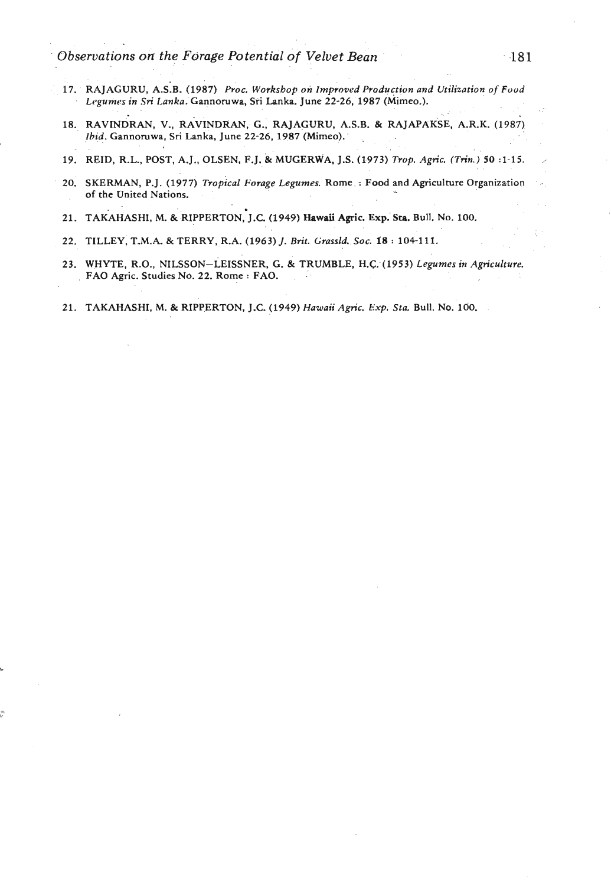17. RAJAGURU, A.S.B. (1987) *Proc. Workshop on Improved Production and Utilization of Food Legumes in Sri Lanka.* Gannoruwa, Sri Lanka. June 22-26, 1987 (Mimeo.).

18. RAVINDRAN, V., RAVINDRAN, G., RAJAGURU, A.S.B. & RAJAPAKSE, A.R.K. (1987) *Ibid.* Gannoruwa, Sri Lanka, June 22-26, 1987 (Mimeo).

19. REID, R.L., POST, A.J., OLSEN, F.J. & MUGERWA, J.S. (1973) *Trop. Agric. (Trin.)* **50** :1-15.

20. SKERMAN, P.J. (1977) *Tropical Forage Legumes.* Rome : Food and Agriculture Organization of the United Nations.

21. TAKAHASHI, M. & RIPPERTON, J.C. (1949) **Hawaii Agric. Exp. Sta.** Bull. No. 100.

22. TILLEY, T.M.A. & TERRY, R.A. (1963) *J. Brit. Grassld. Soc.* **18** : 104-111.

23. WHYTE, R.O., NILSSON–LEISSNER, G. & TRUMBLE, H.C. (1953) *Legumes in Agriculture.* FAO Agric. Studies No. 22. Rome : FAO.

21. TAKAHASHI, M. & RIPPERTON, J.C. (1949) *Hawaii Agric. Exp. Sta.* Bull. No. 100.